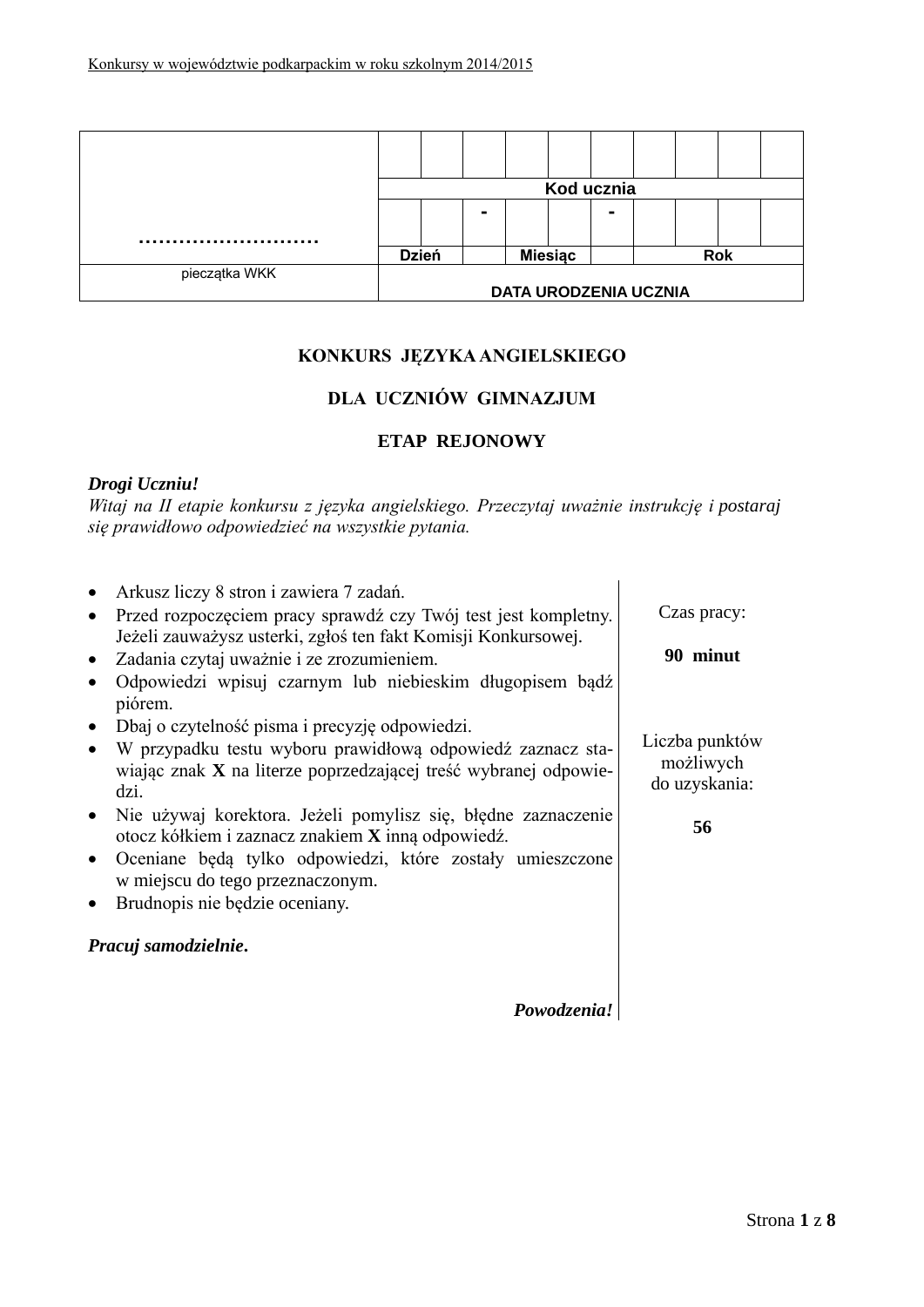Konkursy w województwie podkarpackim w roku szkolnym 2014/2015

| ……………………… | | | | | | | | | | |
|---|---|---|---|---|---|---|---|---|---|---|
| | Kod ucznia | | | | | | | | | |
| | | | - | | | - | | | | |
| | Dzień | | | Miesiąc | | | Rok | | | |
| pieczątka WKK | DATA URODZENIA UCZNIA | | | | | | | | | |

**KONKURS JĘZYKA ANGIELSKIEGO**

**DLA UCZNIÓW GIMNAZJUM**

**ETAP REJONOWY**

***Drogi Uczniu!***
*Witaj na II etapie konkursu z języka angielskiego. Przeczytaj uważnie instrukcję i postaraj się prawidłowo odpowiedzieć na wszystkie pytania.*

- Arkusz liczy 8 stron i zawiera 7 zadań.
- Przed rozpoczęciem pracy sprawdź czy Twój test jest kompletny. Jeżeli zauważysz usterki, zgłoś ten fakt Komisji Konkursowej.
- Zadania czytaj uważnie i ze zrozumieniem.
- Odpowiedzi wpisuj czarnym lub niebieskim długopisem bądź piórem.
- Dbaj o czytelność pisma i precyzję odpowiedzi.
- W przypadku testu wyboru prawidłową odpowiedź zaznacz stawiając znak **X** na literze poprzedzającej treść wybranej odpowiedzi.
- Nie używaj korektora. Jeżeli pomylisz się, błędne zaznaczenie otocz kółkiem i zaznacz znakiem **X** inną odpowiedź.
- Oceniane będą tylko odpowiedzi, które zostały umieszczone w miejscu do tego przeznaczonym.
- Brudnopis nie będzie oceniany.

***Pracuj samodzielnie.***

***Powodzenia!***

Czas pracy:

**90 minut**

Liczba punktów możliwych do uzyskania:

**56**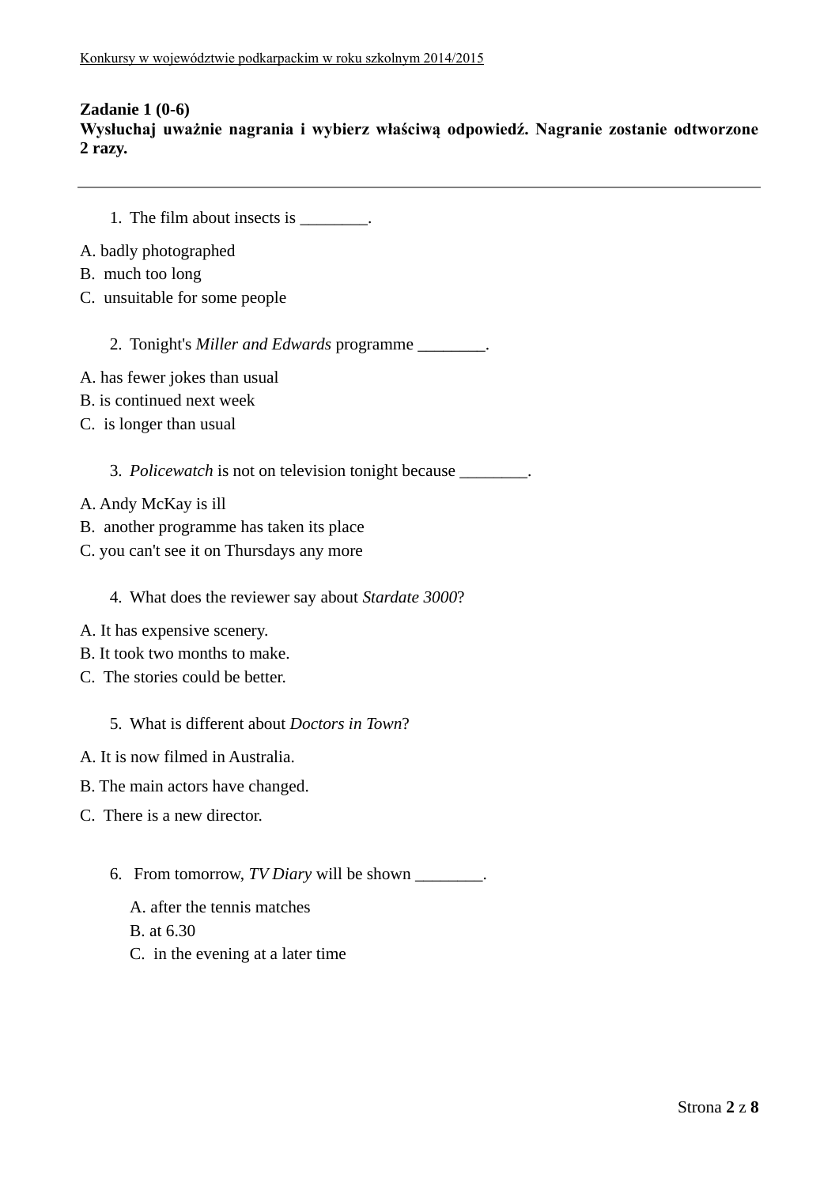**Zadanie 1 (0-6)**
**Wysłuchaj uważnie nagrania i wybierz właściwą odpowiedź. Nagranie zostanie odtworzone 2 razy.**

---

1. The film about insects is ________.

A. badly photographed
B. much too long
C. unsuitable for some people

2. Tonight's *Miller and Edwards* programme ________.

A. has fewer jokes than usual
B. is continued next week
C. is longer than usual

3. *Policewatch* is not on television tonight because ________.

A. Andy McKay is ill
B. another programme has taken its place
C. you can't see it on Thursdays any more

4. What does the reviewer say about *Stardate 3000*?

A. It has expensive scenery.
B. It took two months to make.
C. The stories could be better.

5. What is different about *Doctors in Town*?

A. It is now filmed in Australia.
B. The main actors have changed.
C. There is a new director.

6. From tomorrow, *TV Diary* will be shown ________.

A. after the tennis matches
B. at 6.30
C. in the evening at a later time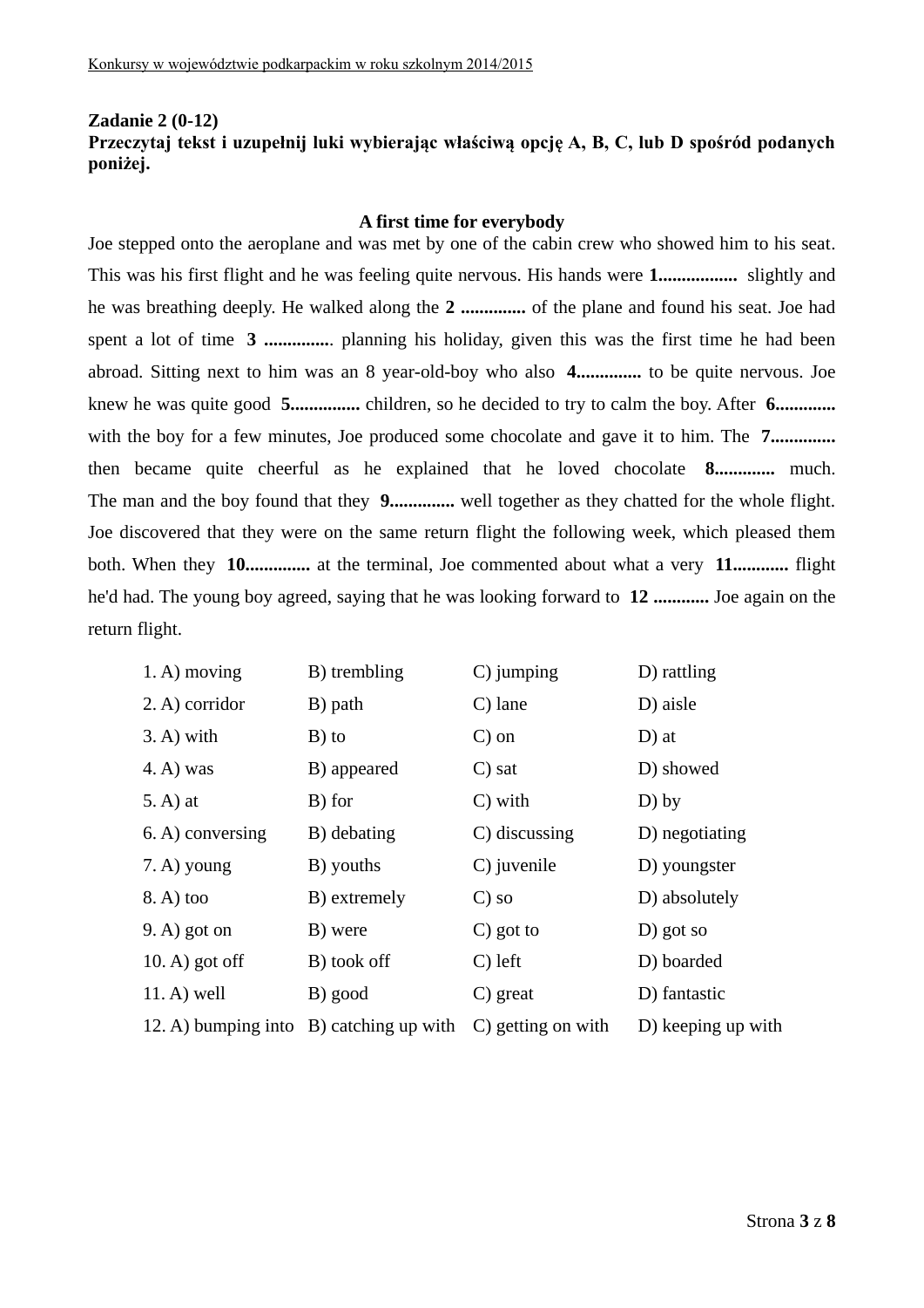**Zadanie 2 (0-12)**
**Przeczytaj tekst i uzupełnij luki wybierając właściwą opcję A, B, C, lub D spośród podanych poniżej.**

**A first time for everybody**

Joe stepped onto the aeroplane and was met by one of the cabin crew who showed him to his seat. This was his first flight and he was feeling quite nervous. His hands were **1.................** slightly and he was breathing deeply. He walked along the **2 ..............** of the plane and found his seat. Joe had spent a lot of time **3 ...............** planning his holiday, given this was the first time he had been abroad. Sitting next to him was an 8 year-old-boy who also **4..............** to be quite nervous. Joe knew he was quite good **5...............** children, so he decided to try to calm the boy. After **6.............** with the boy for a few minutes, Joe produced some chocolate and gave it to him. The **7..............** then became quite cheerful as he explained that he loved chocolate **8.............** much. The man and the boy found that they **9..............** well together as they chatted for the whole flight. Joe discovered that they were on the same return flight the following week, which pleased them both. When they **10..............** at the terminal, Joe commented about what a very **11............** flight he'd had. The young boy agreed, saying that he was looking forward to **12 ............** Joe again on the return flight.

| | | | |
|---|---|---|---|
| 1. A) moving | B) trembling | C) jumping | D) rattling |
| 2. A) corridor | B) path | C) lane | D) aisle |
| 3. A) with | B) to | C) on | D) at |
| 4. A) was | B) appeared | C) sat | D) showed |
| 5. A) at | B) for | C) with | D) by |
| 6. A) conversing | B) debating | C) discussing | D) negotiating |
| 7. A) young | B) youths | C) juvenile | D) youngster |
| 8. A) too | B) extremely | C) so | D) absolutely |
| 9. A) got on | B) were | C) got to | D) got so |
| 10. A) got off | B) took off | C) left | D) boarded |
| 11. A) well | B) good | C) great | D) fantastic |
| 12. A) bumping into | B) catching up with | C) getting on with | D) keeping up with |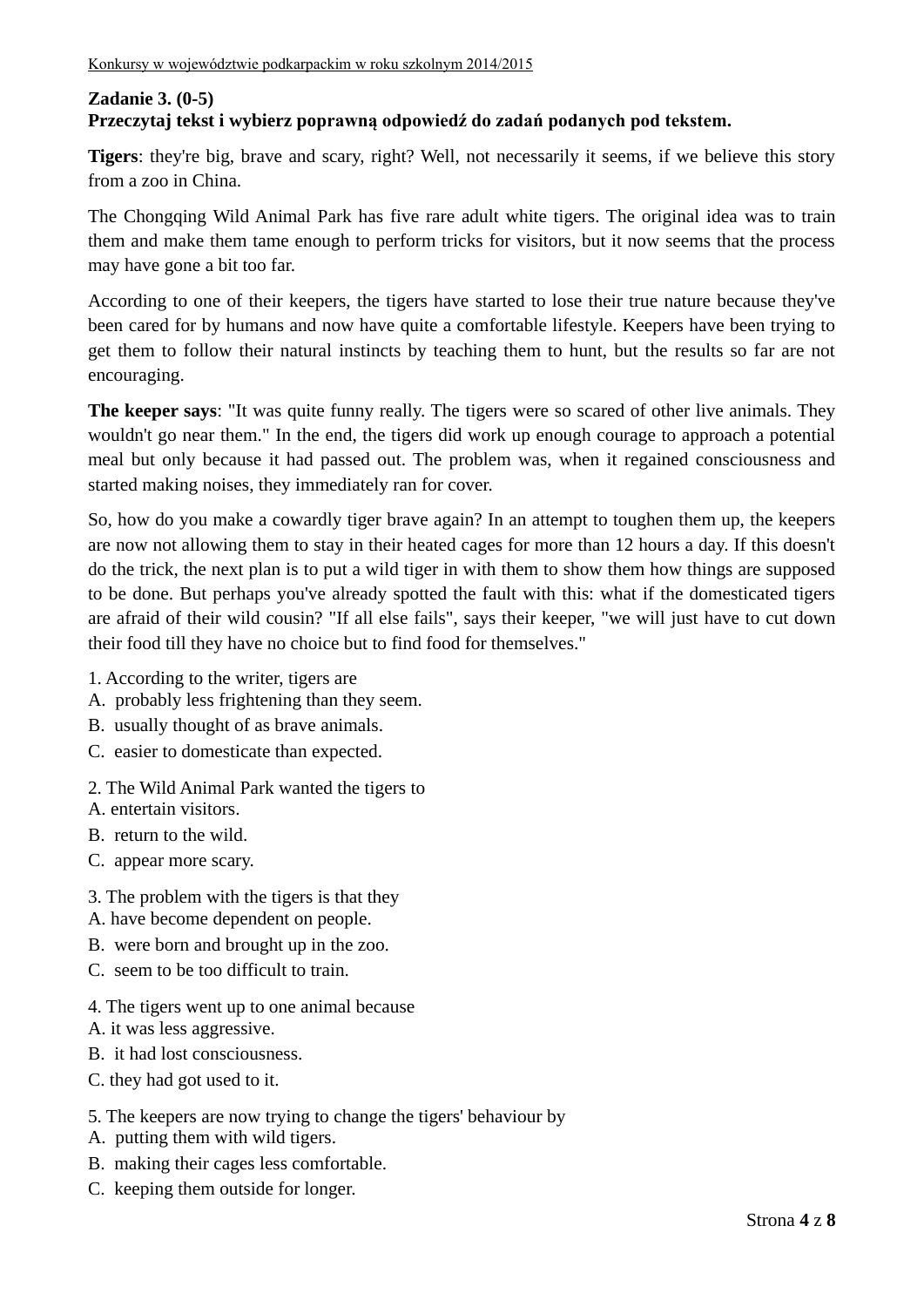**Zadanie 3. (0-5)**
**Przeczytaj tekst i wybierz poprawną odpowiedź do zadań podanych pod tekstem.**

**Tigers**: they're big, brave and scary, right? Well, not necessarily it seems, if we believe this story from a zoo in China.

The Chongqing Wild Animal Park has five rare adult white tigers. The original idea was to train them and make them tame enough to perform tricks for visitors, but it now seems that the process may have gone a bit too far.

According to one of their keepers, the tigers have started to lose their true nature because they've been cared for by humans and now have quite a comfortable lifestyle. Keepers have been trying to get them to follow their natural instincts by teaching them to hunt, but the results so far are not encouraging.

**The keeper says**: "It was quite funny really. The tigers were so scared of other live animals. They wouldn't go near them." In the end, the tigers did work up enough courage to approach a potential meal but only because it had passed out. The problem was, when it regained consciousness and started making noises, they immediately ran for cover.

So, how do you make a cowardly tiger brave again? In an attempt to toughen them up, the keepers are now not allowing them to stay in their heated cages for more than 12 hours a day. If this doesn't do the trick, the next plan is to put a wild tiger in with them to show them how things are supposed to be done. But perhaps you've already spotted the fault with this: what if the domesticated tigers are afraid of their wild cousin? "If all else fails", says their keeper, "we will just have to cut down their food till they have no choice but to find food for themselves."

1. According to the writer, tigers are
A. probably less frightening than they seem.
B. usually thought of as brave animals.
C. easier to domesticate than expected.

2. The Wild Animal Park wanted the tigers to
A. entertain visitors.
B. return to the wild.
C. appear more scary.

3. The problem with the tigers is that they
A. have become dependent on people.
B. were born and brought up in the zoo.
C. seem to be too difficult to train.

4. The tigers went up to one animal because
A. it was less aggressive.
B. it had lost consciousness.
C. they had got used to it.

5. The keepers are now trying to change the tigers' behaviour by
A. putting them with wild tigers.
B. making their cages less comfortable.
C. keeping them outside for longer.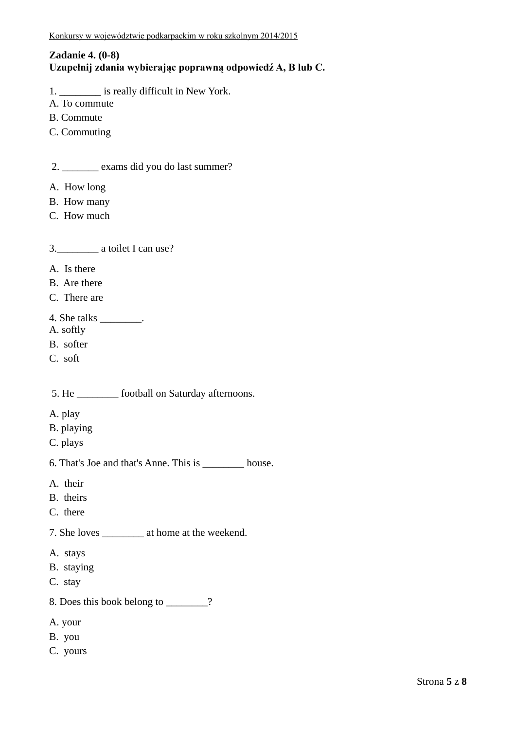**Zadanie 4. (0-8)**
**Uzupełnij zdania wybierając poprawną odpowiedź A, B lub C.**

1. ________ is really difficult in New York.
A. To commute
B. Commute
C. Commuting

2. _______ exams did you do last summer?

A. How long
B. How many
C. How much

3.________ a toilet I can use?

A. Is there
B. Are there
C. There are

4. She talks ________.
A. softly
B. softer
C. soft

5. He ________ football on Saturday afternoons.

A. play
B. playing
C. plays

6. That's Joe and that's Anne. This is ________ house.

A. their
B. theirs
C. there

7. She loves ________ at home at the weekend.

A. stays
B. staying
C. stay

8. Does this book belong to ________?

A. your
B. you
C. yours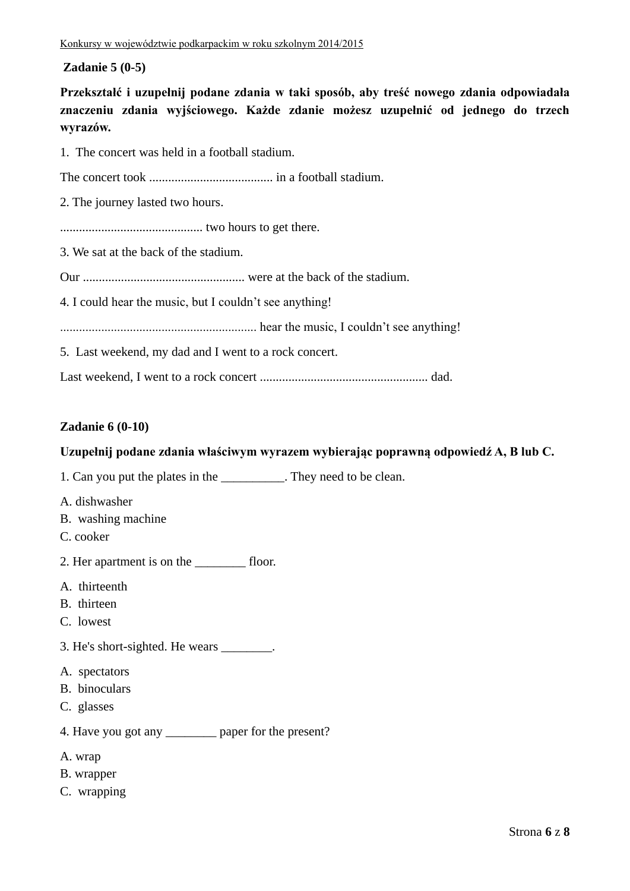**Zadanie 5 (0-5)**

**Przekształć i uzupełnij podane zdania w taki sposób, aby treść nowego zdania odpowiadała znaczeniu zdania wyjściowego. Każde zdanie możesz uzupełnić od jednego do trzech wyrazów.**

1. The concert was held in a football stadium.

The concert took ....................................... in a football stadium.

2. The journey lasted two hours.

............................................ two hours to get there.

3. We sat at the back of the stadium.

Our ................................................... were at the back of the stadium.

4. I could hear the music, but I couldn't see anything!

............................................................. hear the music, I couldn't see anything!

5. Last weekend, my dad and I went to a rock concert.

Last weekend, I went to a rock concert ..................................................... dad.

**Zadanie 6 (0-10)**

**Uzupełnij podane zdania właściwym wyrazem wybierając poprawną odpowiedź A, B lub C.**

1. Can you put the plates in the __________. They need to be clean.

A. dishwasher
B. washing machine
C. cooker

2. Her apartment is on the ________ floor.

A. thirteenth
B. thirteen
C. lowest

3. He's short-sighted. He wears ________.

A. spectators
B. binoculars
C. glasses

4. Have you got any ________ paper for the present?

A. wrap
B. wrapper
C. wrapping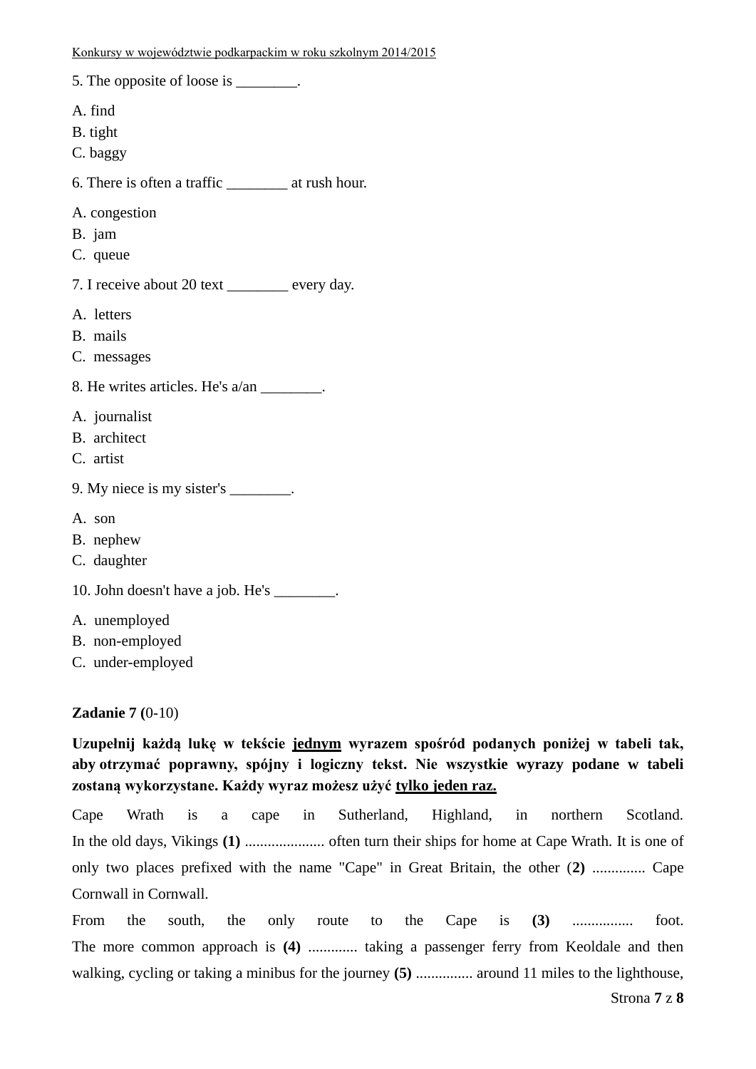5. The opposite of loose is ________.

A. find
B. tight
C. baggy

6. There is often a traffic ________ at rush hour.

A. congestion
B. jam
C. queue

7. I receive about 20 text ________ every day.

A. letters
B. mails
C. messages

8. He writes articles. He's a/an ________.

A. journalist
B. architect
C. artist

9. My niece is my sister's ________.

A. son
B. nephew
C. daughter

10. John doesn't have a job. He's ________.

A. unemployed
B. non-employed
C. under-employed

**Zadanie 7 (**0-10)

**Uzupełnij każdą lukę w tekście <u>jednym</u> wyrazem spośród podanych poniżej w tabeli tak, aby otrzymać poprawny, spójny i logiczny tekst. Nie wszystkie wyrazy podane w tabeli zostaną wykorzystane. Każdy wyraz możesz użyć <u>tylko jeden raz.</u>**

Cape Wrath is a cape in Sutherland, Highland, in northern Scotland. In the old days, Vikings **(1)** ..................... often turn their ships for home at Cape Wrath. It is one of only two places prefixed with the name "Cape" in Great Britain, the other (**2)** .............. Cape Cornwall in Cornwall.

From the south, the only route to the Cape is **(3)** ................ foot. The more common approach is **(4)** ............. taking a passenger ferry from Keoldale and then walking, cycling or taking a minibus for the journey **(5)** ............... around 11 miles to the lighthouse,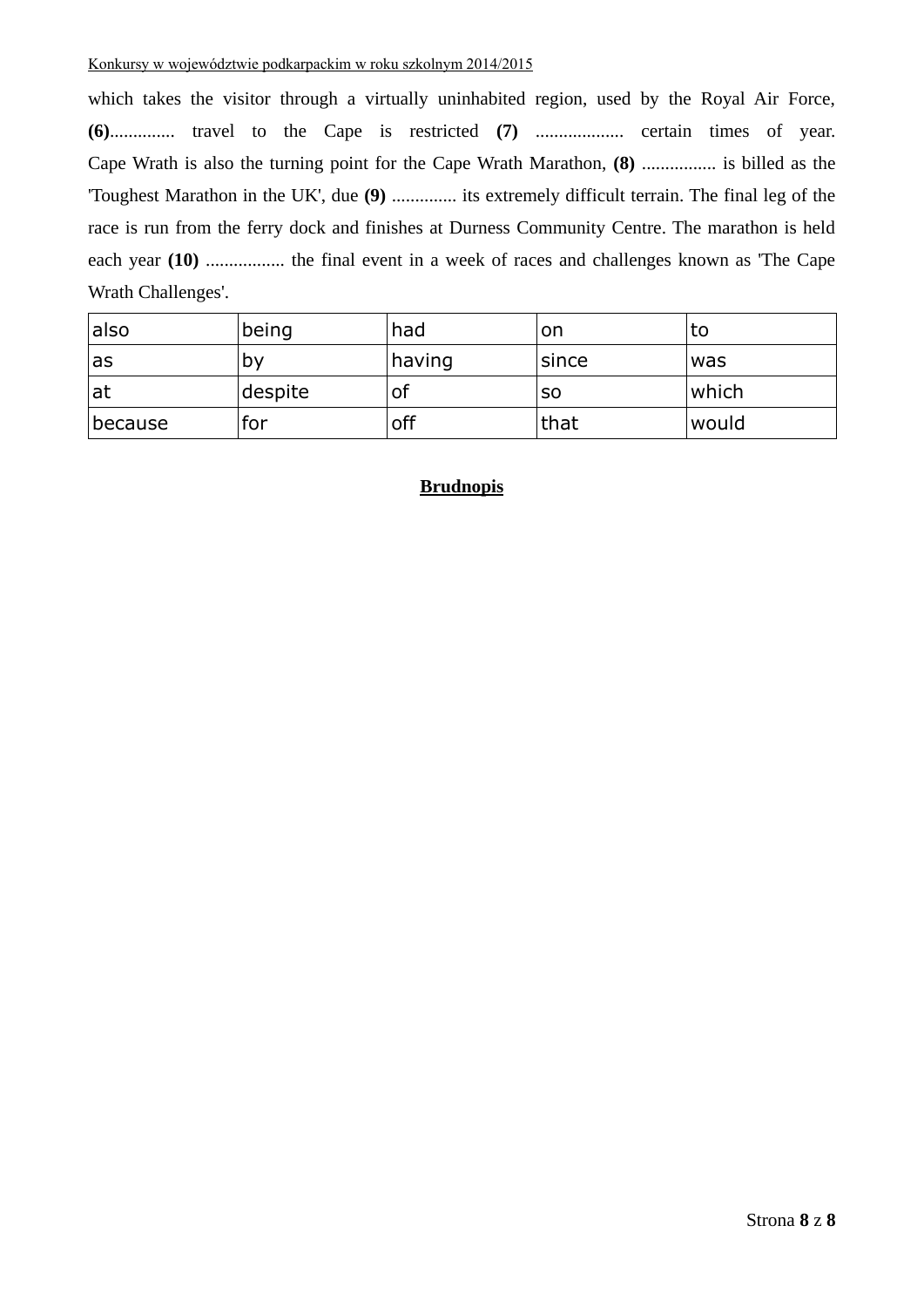which takes the visitor through a virtually uninhabited region, used by the Royal Air Force, **(6)**.............. travel to the Cape is restricted **(7)** ................... certain times of year. Cape Wrath is also the turning point for the Cape Wrath Marathon, **(8)** ................ is billed as the 'Toughest Marathon in the UK', due **(9)** .............. its extremely difficult terrain. The final leg of the race is run from the ferry dock and finishes at Durness Community Centre. The marathon is held each year **(10)** ................. the final event in a week of races and challenges known as 'The Cape Wrath Challenges'.

| | | | | |
|---|---|---|---|---|
| also | being | had | on | to |
| as | by | having | since | was |
| at | despite | of | so | which |
| because | for | off | that | would |

**Brudnopis**